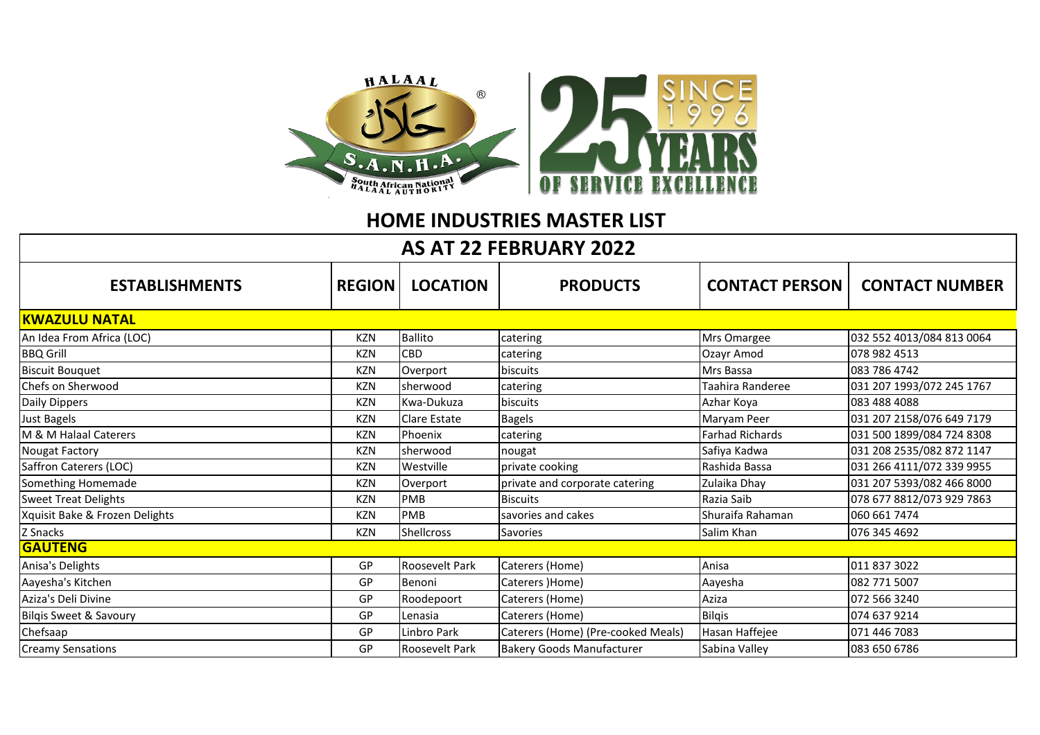# HOME INDUSTRIES MASTER LIST

## AS AT 22 FEBRUARY 2022

| ESTABLISHMENTS | REGION | LOCATION | PRODUCTS | CONTACT PERSON | CONTACT NUMBER |
|---|---|---|---|---|---|
| **KWAZULU NATAL** | | | | | |
| An Idea From Africa (LOC) | KZN | Ballito | catering | Mrs Omargee | 032 552 4013/084 813 0064 |
| BBQ Grill | KZN | CBD | catering | Ozayr Amod | 078 982 4513 |
| Biscuit Bouquet | KZN | Overport | biscuits | Mrs Bassa | 083 786 4742 |
| Chefs on Sherwood | KZN | sherwood | catering | Taahira Randeree | 031 207 1993/072 245 1767 |
| Daily Dippers | KZN | Kwa-Dukuza | biscuits | Azhar Koya | 083 488 4088 |
| Just Bagels | KZN | Clare Estate | Bagels | Maryam Peer | 031 207 2158/076 649 7179 |
| M & M Halaal Caterers | KZN | Phoenix | catering | Farhad Richards | 031 500 1899/084 724 8308 |
| Nougat Factory | KZN | sherwood | nougat | Safiya Kadwa | 031 208 2535/082 872 1147 |
| Saffron Caterers (LOC) | KZN | Westville | private cooking | Rashida Bassa | 031 266 4111/072 339 9955 |
| Something Homemade | KZN | Overport | private and corporate catering | Zulaika Dhay | 031 207 5393/082 466 8000 |
| Sweet Treat Delights | KZN | PMB | Biscuits | Razia Saib | 078 677 8812/073 929 7863 |
| Xquisit Bake & Frozen Delights | KZN | PMB | savories and cakes | Shuraifa Rahaman | 060 661 7474 |
| Z Snacks | KZN | Shellcross | Savories | Salim Khan | 076 345 4692 |
| **GAUTENG** | | | | | |
| Anisa's Delights | GP | Roosevelt Park | Caterers (Home) | Anisa | 011 837 3022 |
| Aayesha's Kitchen | GP | Benoni | Caterers )Home) | Aayesha | 082 771 5007 |
| Aziza's Deli Divine | GP | Roodepoort | Caterers (Home) | Aziza | 072 566 3240 |
| Bilqis Sweet & Savoury | GP | Lenasia | Caterers (Home) | Bilqis | 074 637 9214 |
| Chefsaap | GP | Linbro Park | Caterers (Home) (Pre-cooked Meals) | Hasan Haffejee | 071 446 7083 |
| Creamy Sensations | GP | Roosevelt Park | Bakery Goods Manufacturer | Sabina Valley | 083 650 6786 |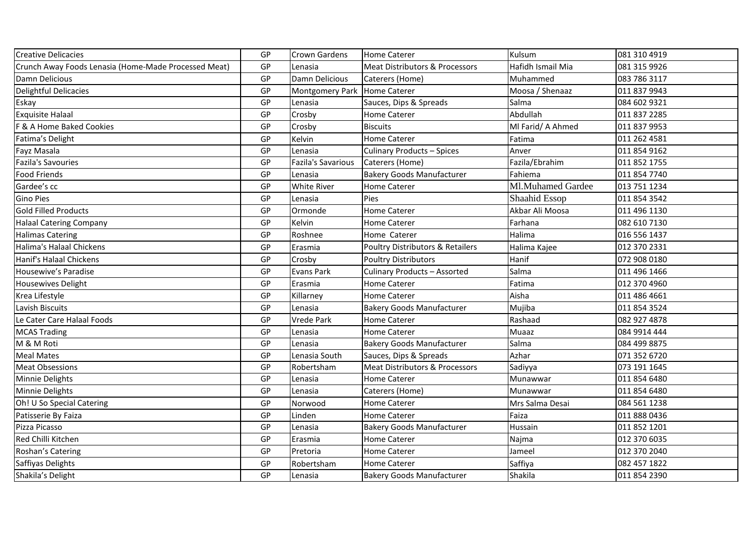| | | | | | |
|---|---|---|---|---|---|
| Creative Delicacies | GP | Crown Gardens | Home Caterer | Kulsum | 081 310 4919 |
| Crunch Away Foods Lenasia (Home-Made Processed Meat) | GP | Lenasia | Meat Distributors & Processors | Hafidh Ismail Mia | 081 315 9926 |
| Damn Delicious | GP | Damn Delicious | Caterers (Home) | Muhammed | 083 786 3117 |
| Delightful Delicacies | GP | Montgomery Park | Home Caterer | Moosa / Shenaaz | 011 837 9943 |
| Eskay | GP | Lenasia | Sauces, Dips & Spreads | Salma | 084 602 9321 |
| Exquisite Halaal | GP | Crosby | Home Caterer | Abdullah | 011 837 2285 |
| F & A Home Baked Cookies | GP | Crosby | Biscuits | Ml Farid/ A Ahmed | 011 837 9953 |
| Fatima's Delight | GP | Kelvin | Home Caterer | Fatima | 011 262 4581 |
| Fayz Masala | GP | Lenasia | Culinary Products – Spices | Anver | 011 854 9162 |
| Fazila's Savouries | GP | Fazila's Savarious | Caterers (Home) | Fazila/Ebrahim | 011 852 1755 |
| Food Friends | GP | Lenasia | Bakery Goods Manufacturer | Fahiema | 011 854 7740 |
| Gardee's cc | GP | White River | Home Caterer | Ml.Muhamed Gardee | 013 751 1234 |
| Gino Pies | GP | Lenasia | Pies | Shaahid Essop | 011 854 3542 |
| Gold Filled Products | GP | Ormonde | Home Caterer | Akbar Ali Moosa | 011 496 1130 |
| Halaal Catering Company | GP | Kelvin | Home Caterer | Farhana | 082 610 7130 |
| Halimas Catering | GP | Roshnee | Home Caterer | Halima | 016 556 1437 |
| Halima's Halaal Chickens | GP | Erasmia | Poultry Distributors & Retailers | Halima Kajee | 012 370 2331 |
| Hanif's Halaal Chickens | GP | Crosby | Poultry Distributors | Hanif | 072 908 0180 |
| Housewive's Paradise | GP | Evans Park | Culinary Products – Assorted | Salma | 011 496 1466 |
| Housewives Delight | GP | Erasmia | Home Caterer | Fatima | 012 370 4960 |
| Krea Lifestyle | GP | Killarney | Home Caterer | Aisha | 011 486 4661 |
| Lavish Biscuits | GP | Lenasia | Bakery Goods Manufacturer | Mujiba | 011 854 3524 |
| Le Cater Care Halaal Foods | GP | Vrede Park | Home Caterer | Rashaad | 082 927 4878 |
| MCAS Trading | GP | Lenasia | Home Caterer | Muaaz | 084 9914 444 |
| M & M Roti | GP | Lenasia | Bakery Goods Manufacturer | Salma | 084 499 8875 |
| Meal Mates | GP | Lenasia South | Sauces, Dips & Spreads | Azhar | 071 352 6720 |
| Meat Obsessions | GP | Robertsham | Meat Distributors & Processors | Sadiyya | 073 191 1645 |
| Minnie Delights | GP | Lenasia | Home Caterer | Munawwar | 011 854 6480 |
| Minnie Delights | GP | Lenasia | Caterers (Home) | Munawwar | 011 854 6480 |
| Oh! U So Special Catering | GP | Norwood | Home Caterer | Mrs Salma Desai | 084 561 1238 |
| Patisserie By Faiza | GP | Linden | Home Caterer | Faiza | 011 888 0436 |
| Pizza Picasso | GP | Lenasia | Bakery Goods Manufacturer | Hussain | 011 852 1201 |
| Red Chilli Kitchen | GP | Erasmia | Home Caterer | Najma | 012 370 6035 |
| Roshan's Catering | GP | Pretoria | Home Caterer | Jameel | 012 370 2040 |
| Saffiyas Delights | GP | Robertsham | Home Caterer | Saffiya | 082 457 1822 |
| Shakila's Delight | GP | Lenasia | Bakery Goods Manufacturer | Shakila | 011 854 2390 |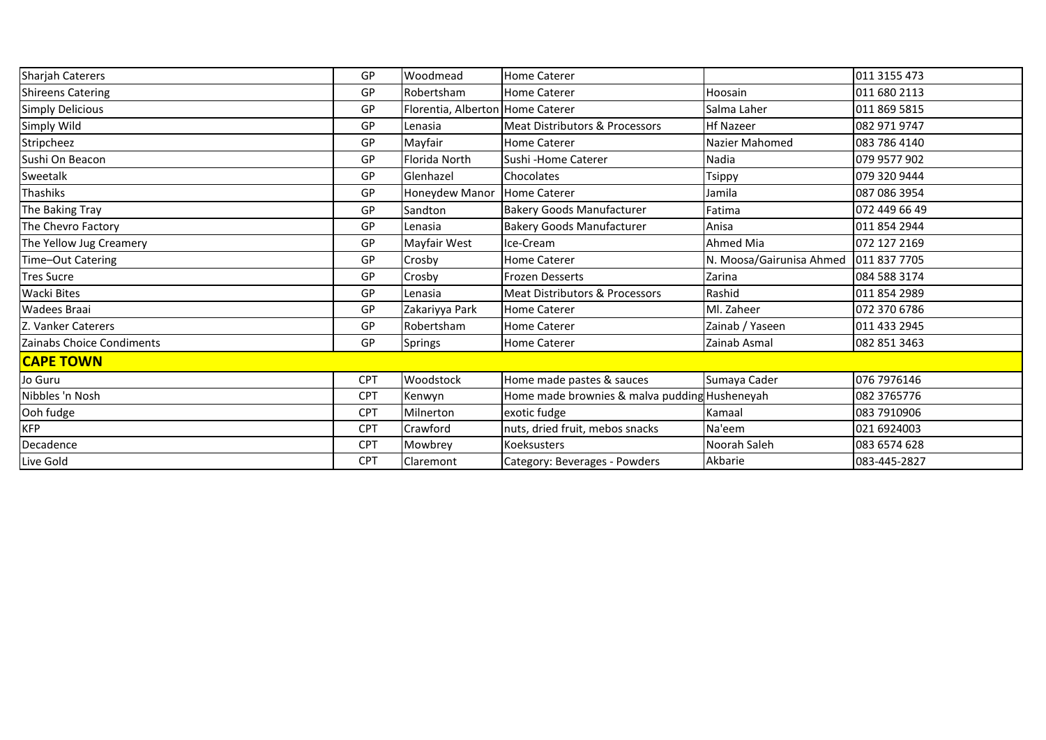| | | | | | |
|---|---|---|---|---|---|
| Sharjah Caterers | GP | Woodmead | Home Caterer | | 011 3155 473 |
| Shireens Catering | GP | Robertsham | Home Caterer | Hoosain | 011 680 2113 |
| Simply Delicious | GP | Florentia, Alberton | Home Caterer | Salma Laher | 011 869 5815 |
| Simply Wild | GP | Lenasia | Meat Distributors & Processors | Hf Nazeer | 082 971 9747 |
| Stripcheez | GP | Mayfair | Home Caterer | Nazier Mahomed | 083 786 4140 |
| Sushi On Beacon | GP | Florida North | Sushi -Home Caterer | Nadia | 079 9577 902 |
| Sweetalk | GP | Glenhazel | Chocolates | Tsippy | 079 320 9444 |
| Thashiks | GP | Honeydew Manor | Home Caterer | Jamila | 087 086 3954 |
| The Baking Tray | GP | Sandton | Bakery Goods Manufacturer | Fatima | 072 449 66 49 |
| The Chevro Factory | GP | Lenasia | Bakery Goods Manufacturer | Anisa | 011 854 2944 |
| The Yellow Jug Creamery | GP | Mayfair West | Ice-Cream | Ahmed Mia | 072 127 2169 |
| Time–Out Catering | GP | Crosby | Home Caterer | N. Moosa/Gairunisa Ahmed | 011 837 7705 |
| Tres Sucre | GP | Crosby | Frozen Desserts | Zarina | 084 588 3174 |
| Wacki Bites | GP | Lenasia | Meat Distributors & Processors | Rashid | 011 854 2989 |
| Wadees Braai | GP | Zakariyya Park | Home Caterer | Ml. Zaheer | 072 370 6786 |
| Z. Vanker Caterers | GP | Robertsham | Home Caterer | Zainab / Yaseen | 011 433 2945 |
| Zainabs Choice Condiments | GP | Springs | Home Caterer | Zainab Asmal | 082 851 3463 |
| **CAPE TOWN** | | | | | |
| Jo Guru | CPT | Woodstock | Home made pastes & sauces | Sumaya Cader | 076 7976146 |
| Nibbles 'n Nosh | CPT | Kenwyn | Home made brownies & malva pudding | Husheneyah | 082 3765776 |
| Ooh fudge | CPT | Milnerton | exotic fudge | Kamaal | 083 7910906 |
| KFP | CPT | Crawford | nuts, dried fruit, mebos snacks | Na'eem | 021 6924003 |
| Decadence | CPT | Mowbrey | Koeksusters | Noorah Saleh | 083 6574 628 |
| Live Gold | CPT | Claremont | Category: Beverages - Powders | Akbarie | 083-445-2827 |